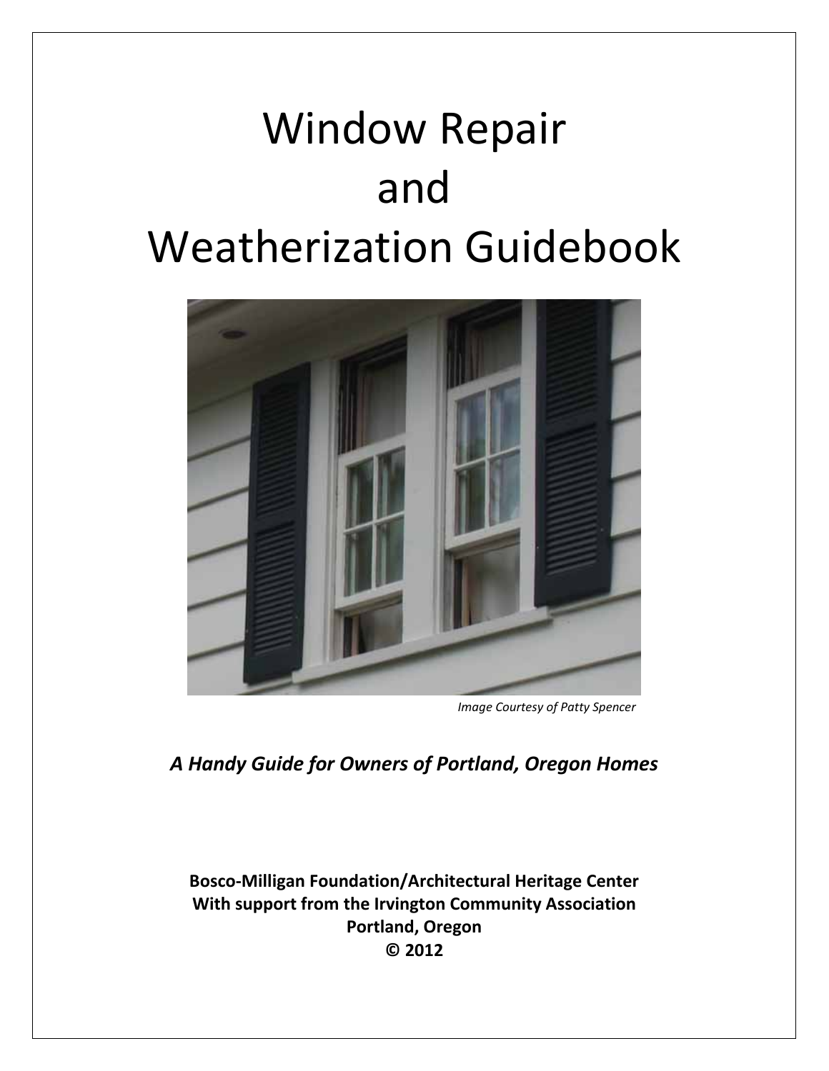# Window Repair and Weatherization Guidebook

*Image Courtesy of Patty Spencer*

***A Handy Guide for Owners of Portland, Oregon Homes***

**Bosco-Milligan Foundation/Architectural Heritage Center**
**With support from the Irvington Community Association**
**Portland, Oregon**
**© 2012**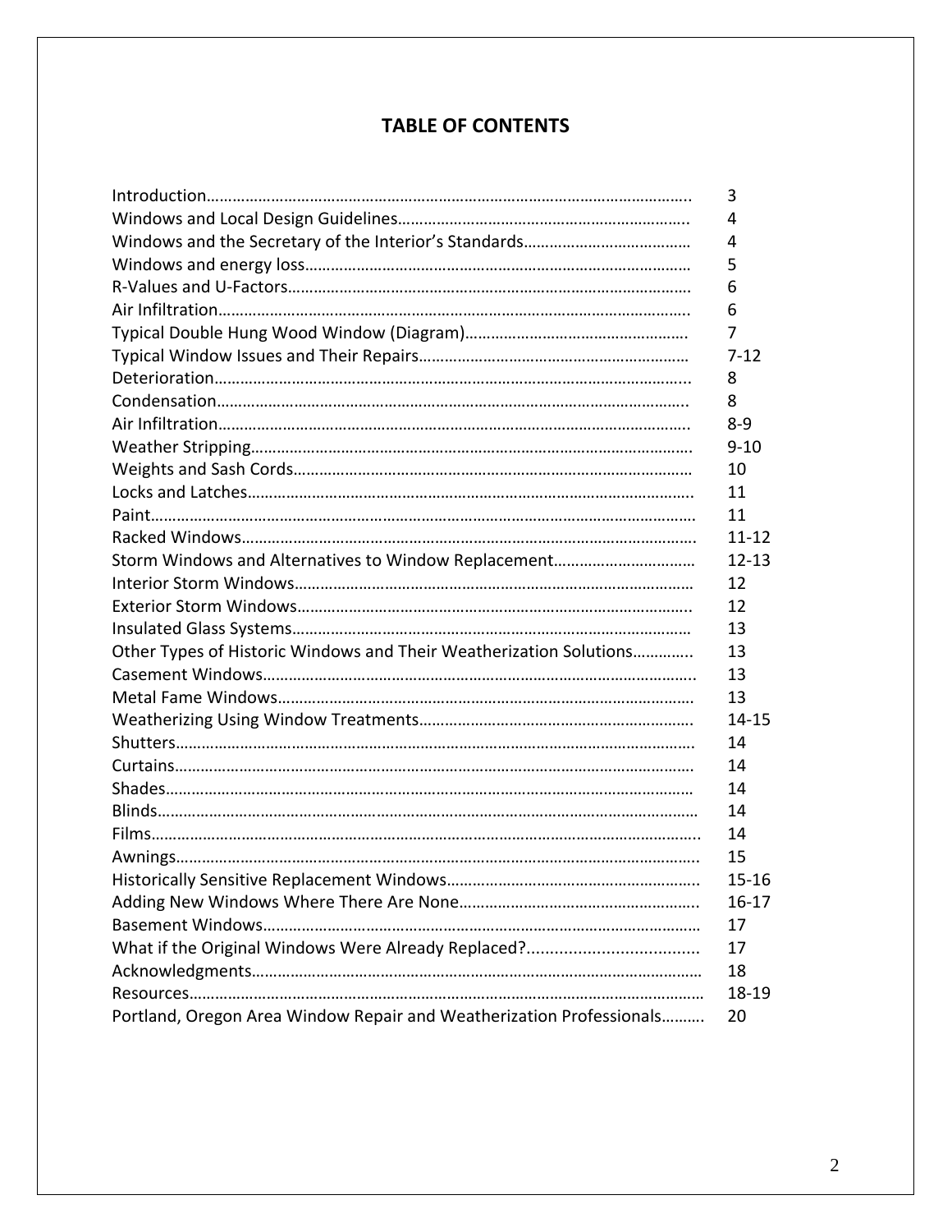# TABLE OF CONTENTS

| | |
|---|---|
| Introduction | 3 |
| Windows and Local Design Guidelines | 4 |
| Windows and the Secretary of the Interior's Standards | 4 |
| Windows and energy loss | 5 |
| R-Values and U-Factors | 6 |
| Air Infiltration | 6 |
| Typical Double Hung Wood Window (Diagram) | 7 |
| Typical Window Issues and Their Repairs | 7-12 |
| Deterioration | 8 |
| Condensation | 8 |
| Air Infiltration | 8-9 |
| Weather Stripping | 9-10 |
| Weights and Sash Cords | 10 |
| Locks and Latches | 11 |
| Paint | 11 |
| Racked Windows | 11-12 |
| Storm Windows and Alternatives to Window Replacement | 12-13 |
| Interior Storm Windows | 12 |
| Exterior Storm Windows | 12 |
| Insulated Glass Systems | 13 |
| Other Types of Historic Windows and Their Weatherization Solutions | 13 |
| Casement Windows | 13 |
| Metal Fame Windows | 13 |
| Weatherizing Using Window Treatments | 14-15 |
| Shutters | 14 |
| Curtains | 14 |
| Shades | 14 |
| Blinds | 14 |
| Films | 14 |
| Awnings | 15 |
| Historically Sensitive Replacement Windows | 15-16 |
| Adding New Windows Where There Are None | 16-17 |
| Basement Windows | 17 |
| What if the Original Windows Were Already Replaced? | 17 |
| Acknowledgments | 18 |
| Resources | 18-19 |
| Portland, Oregon Area Window Repair and Weatherization Professionals | 20 |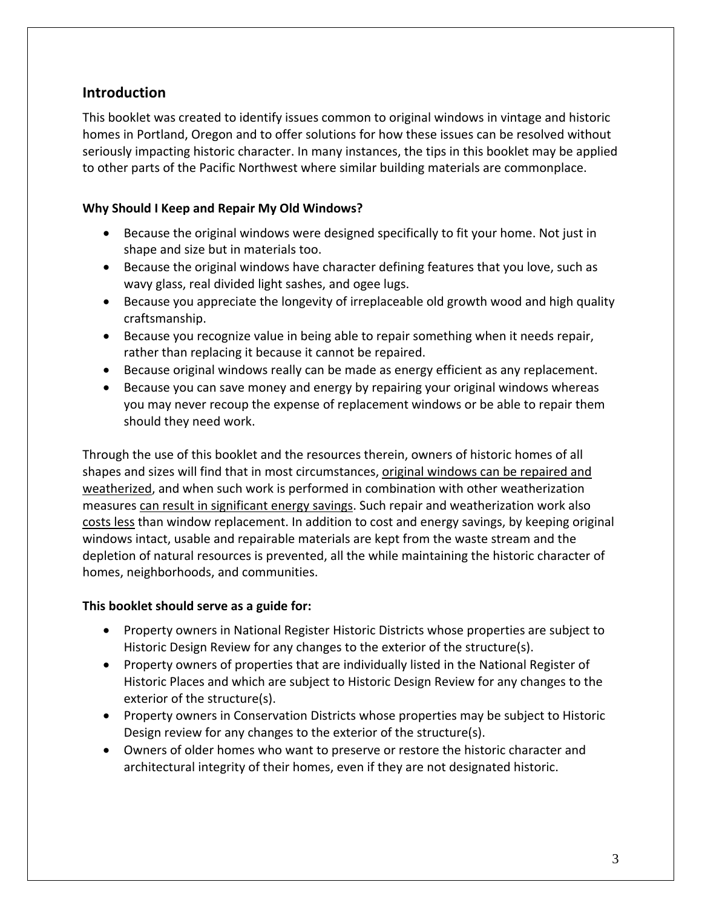## Introduction

This booklet was created to identify issues common to original windows in vintage and historic homes in Portland, Oregon and to offer solutions for how these issues can be resolved without seriously impacting historic character. In many instances, the tips in this booklet may be applied to other parts of the Pacific Northwest where similar building materials are commonplace.

**Why Should I Keep and Repair My Old Windows?**

- Because the original windows were designed specifically to fit your home. Not just in shape and size but in materials too.
- Because the original windows have character defining features that you love, such as wavy glass, real divided light sashes, and ogee lugs.
- Because you appreciate the longevity of irreplaceable old growth wood and high quality craftsmanship.
- Because you recognize value in being able to repair something when it needs repair, rather than replacing it because it cannot be repaired.
- Because original windows really can be made as energy efficient as any replacement.
- Because you can save money and energy by repairing your original windows whereas you may never recoup the expense of replacement windows or be able to repair them should they need work.

Through the use of this booklet and the resources therein, owners of historic homes of all shapes and sizes will find that in most circumstances, original windows can be repaired and weatherized, and when such work is performed in combination with other weatherization measures can result in significant energy savings. Such repair and weatherization work also costs less than window replacement. In addition to cost and energy savings, by keeping original windows intact, usable and repairable materials are kept from the waste stream and the depletion of natural resources is prevented, all the while maintaining the historic character of homes, neighborhoods, and communities.

**This booklet should serve as a guide for:**

- Property owners in National Register Historic Districts whose properties are subject to Historic Design Review for any changes to the exterior of the structure(s).
- Property owners of properties that are individually listed in the National Register of Historic Places and which are subject to Historic Design Review for any changes to the exterior of the structure(s).
- Property owners in Conservation Districts whose properties may be subject to Historic Design review for any changes to the exterior of the structure(s).
- Owners of older homes who want to preserve or restore the historic character and architectural integrity of their homes, even if they are not designated historic.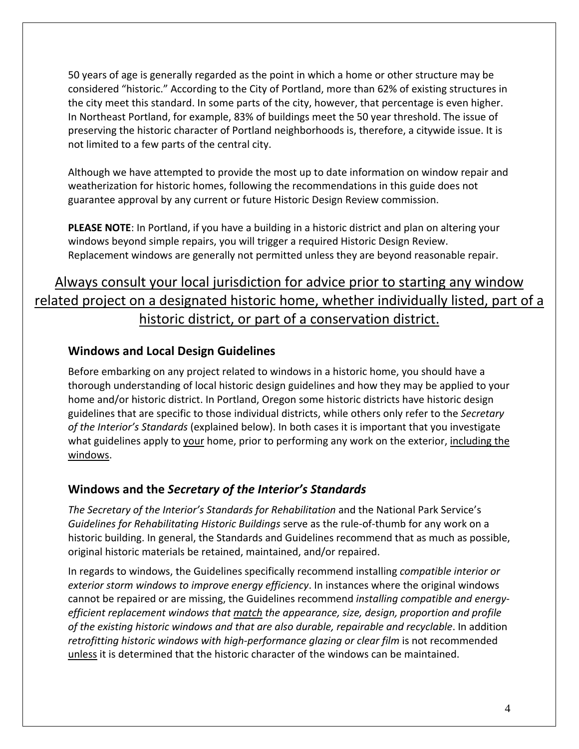50 years of age is generally regarded as the point in which a home or other structure may be considered "historic." According to the City of Portland, more than 62% of existing structures in the city meet this standard. In some parts of the city, however, that percentage is even higher. In Northeast Portland, for example, 83% of buildings meet the 50 year threshold. The issue of preserving the historic character of Portland neighborhoods is, therefore, a citywide issue. It is not limited to a few parts of the central city.

Although we have attempted to provide the most up to date information on window repair and weatherization for historic homes, following the recommendations in this guide does not guarantee approval by any current or future Historic Design Review commission.

**PLEASE NOTE**: In Portland, if you have a building in a historic district and plan on altering your windows beyond simple repairs, you will trigger a required Historic Design Review. Replacement windows are generally not permitted unless they are beyond reasonable repair.

<u>Always consult your local jurisdiction for advice prior to starting any window related project on a designated historic home, whether individually listed, part of a historic district, or part of a conservation district.</u>

## Windows and Local Design Guidelines

Before embarking on any project related to windows in a historic home, you should have a thorough understanding of local historic design guidelines and how they may be applied to your home and/or historic district. In Portland, Oregon some historic districts have historic design guidelines that are specific to those individual districts, while others only refer to the *Secretary of the Interior's Standards* (explained below). In both cases it is important that you investigate what guidelines apply to <u>your</u> home, prior to performing any work on the exterior, <u>including the windows</u>.

## Windows and the *Secretary of the Interior's Standards*

*The Secretary of the Interior's Standards for Rehabilitation* and the National Park Service's *Guidelines for Rehabilitating Historic Buildings* serve as the rule-of-thumb for any work on a historic building. In general, the Standards and Guidelines recommend that as much as possible, original historic materials be retained, maintained, and/or repaired.

In regards to windows, the Guidelines specifically recommend installing *compatible interior or exterior storm windows to improve energy efficiency*. In instances where the original windows cannot be repaired or are missing, the Guidelines recommend *installing compatible and energy-efficient replacement windows that <u>match</u> the appearance, size, design, proportion and profile of the existing historic windows and that are also durable, repairable and recyclable*. In addition *retrofitting historic windows with high-performance glazing or clear film* is not recommended <u>unless</u> it is determined that the historic character of the windows can be maintained.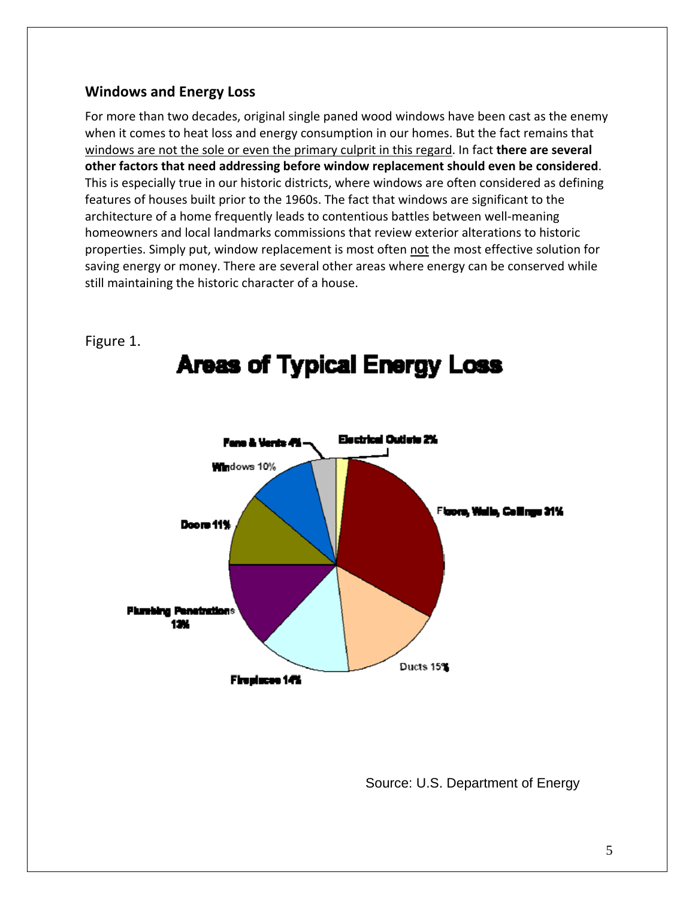## Windows and Energy Loss

For more than two decades, original single paned wood windows have been cast as the enemy when it comes to heat loss and energy consumption in our homes. But the fact remains that windows are not the sole or even the primary culprit in this regard. In fact **there are several other factors that need addressing before window replacement should even be considered**. This is especially true in our historic districts, where windows are often considered as defining features of houses built prior to the 1960s. The fact that windows are significant to the architecture of a home frequently leads to contentious battles between well-meaning homeowners and local landmarks commissions that review exterior alterations to historic properties. Simply put, window replacement is most often not the most effective solution for saving energy or money. There are several other areas where energy can be conserved while still maintaining the historic character of a house.

Figure 1.

**Areas of Typical Energy Loss**

- Floors, Walls, Ceilings 31%
- Ducts 15%
- Fireplaces 14%
- Plumbing Penetrations 13%
- Doors 11%
- Windows 10%
- Fans & Vents 4%
- Electrical Outlets 2%

Source: U.S. Department of Energy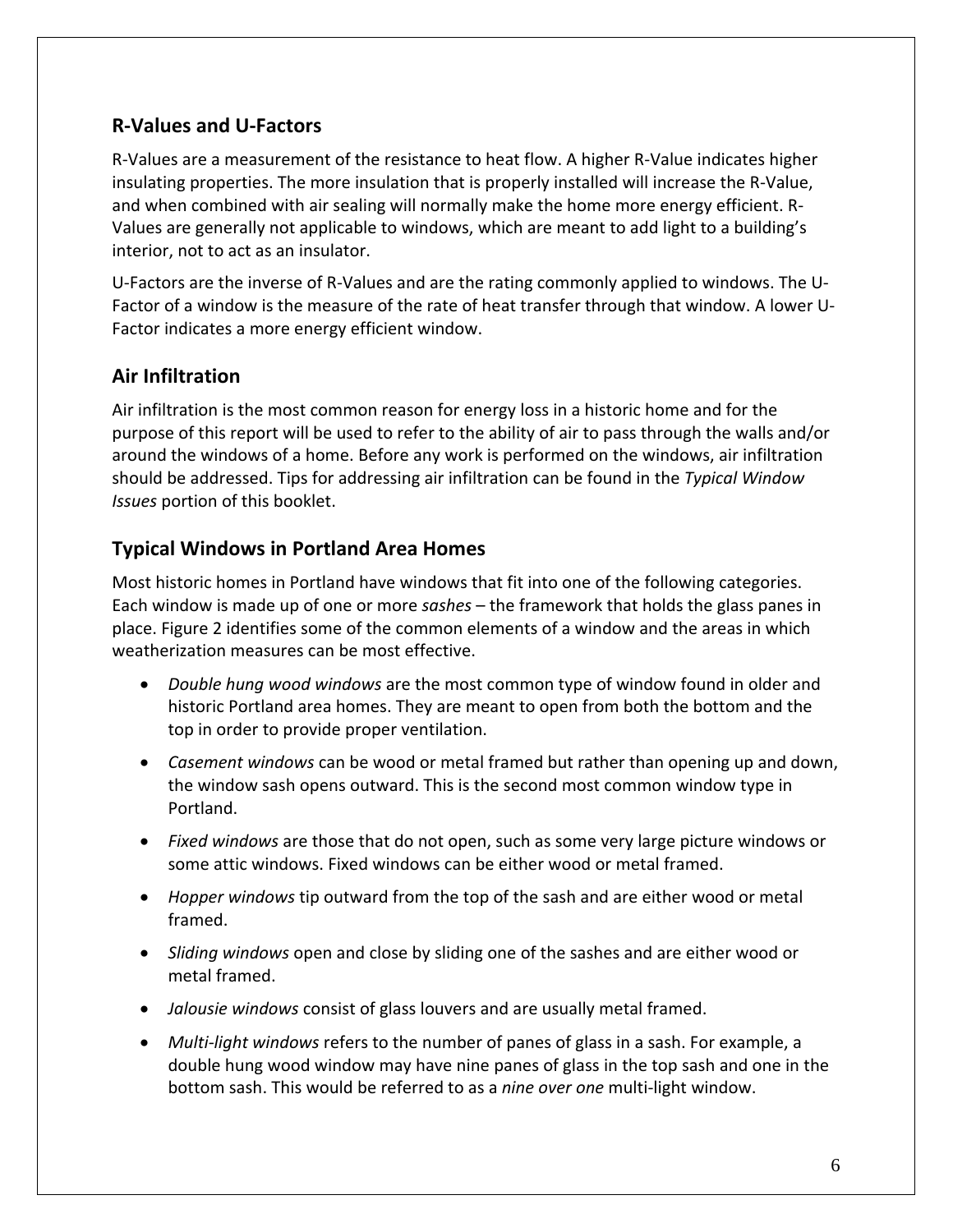## R-Values and U-Factors

R-Values are a measurement of the resistance to heat flow. A higher R-Value indicates higher insulating properties. The more insulation that is properly installed will increase the R-Value, and when combined with air sealing will normally make the home more energy efficient. R-Values are generally not applicable to windows, which are meant to add light to a building's interior, not to act as an insulator.

U-Factors are the inverse of R-Values and are the rating commonly applied to windows. The U-Factor of a window is the measure of the rate of heat transfer through that window. A lower U-Factor indicates a more energy efficient window.

## Air Infiltration

Air infiltration is the most common reason for energy loss in a historic home and for the purpose of this report will be used to refer to the ability of air to pass through the walls and/or around the windows of a home. Before any work is performed on the windows, air infiltration should be addressed. Tips for addressing air infiltration can be found in the *Typical Window Issues* portion of this booklet.

## Typical Windows in Portland Area Homes

Most historic homes in Portland have windows that fit into one of the following categories. Each window is made up of one or more *sashes* – the framework that holds the glass panes in place. Figure 2 identifies some of the common elements of a window and the areas in which weatherization measures can be most effective.

- *Double hung wood windows* are the most common type of window found in older and historic Portland area homes. They are meant to open from both the bottom and the top in order to provide proper ventilation.
- *Casement windows* can be wood or metal framed but rather than opening up and down, the window sash opens outward. This is the second most common window type in Portland.
- *Fixed windows* are those that do not open, such as some very large picture windows or some attic windows. Fixed windows can be either wood or metal framed.
- *Hopper windows* tip outward from the top of the sash and are either wood or metal framed.
- *Sliding windows* open and close by sliding one of the sashes and are either wood or metal framed.
- *Jalousie windows* consist of glass louvers and are usually metal framed.
- *Multi-light windows* refers to the number of panes of glass in a sash. For example, a double hung wood window may have nine panes of glass in the top sash and one in the bottom sash. This would be referred to as a *nine over one* multi-light window.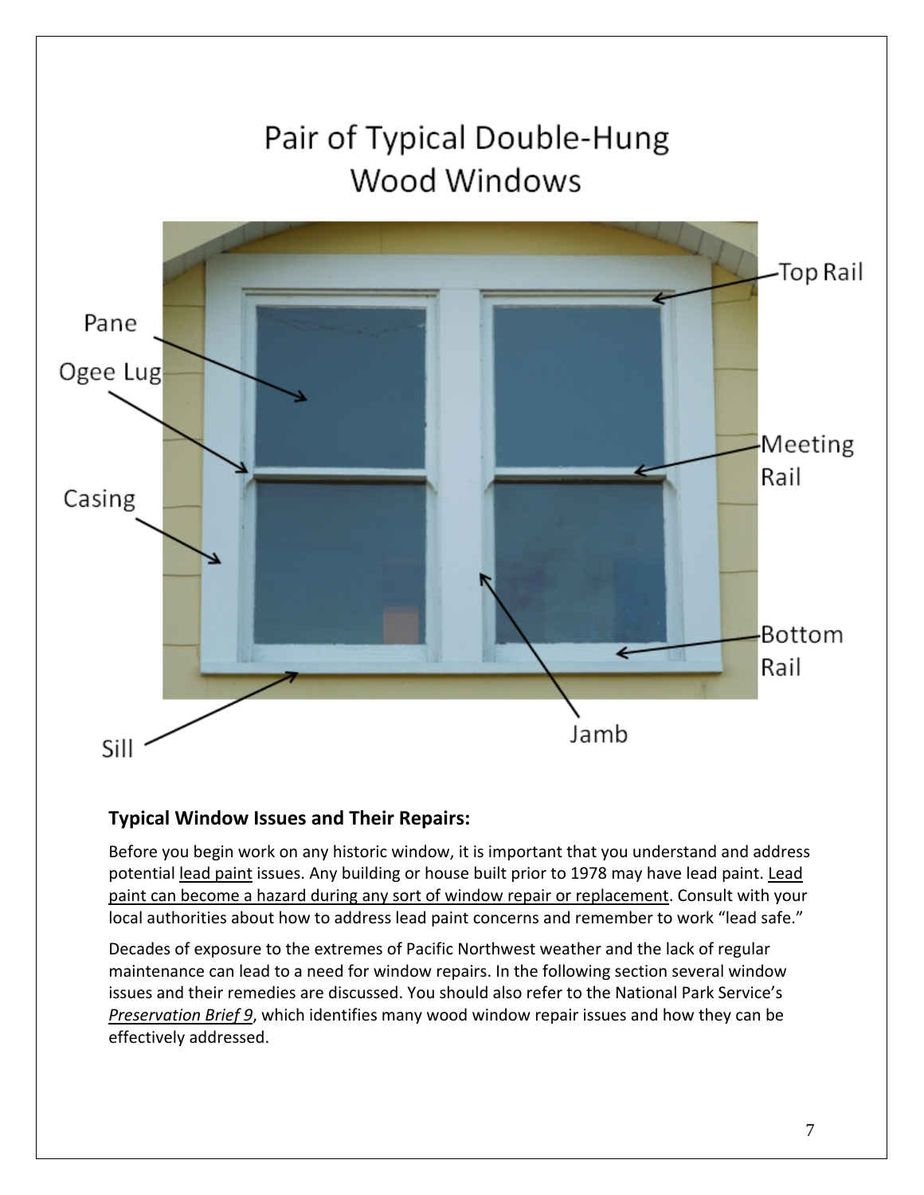# Pair of Typical Double-Hung Wood Windows

Top Rail

Pane

Ogee Lug

Meeting Rail

Casing

Bottom Rail

Jamb

Sill

**Typical Window Issues and Their Repairs:**

Before you begin work on any historic window, it is important that you understand and address potential lead paint issues. Any building or house built prior to 1978 may have lead paint. Lead paint can become a hazard during any sort of window repair or replacement. Consult with your local authorities about how to address lead paint concerns and remember to work "lead safe."

Decades of exposure to the extremes of Pacific Northwest weather and the lack of regular maintenance can lead to a need for window repairs. In the following section several window issues and their remedies are discussed. You should also refer to the National Park Service's *Preservation Brief 9*, which identifies many wood window repair issues and how they can be effectively addressed.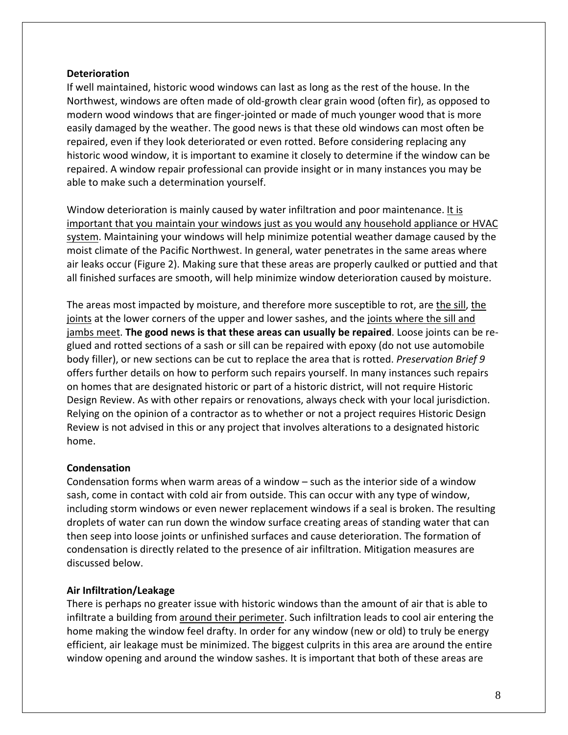**Deterioration**

If well maintained, historic wood windows can last as long as the rest of the house. In the Northwest, windows are often made of old-growth clear grain wood (often fir), as opposed to modern wood windows that are finger-jointed or made of much younger wood that is more easily damaged by the weather. The good news is that these old windows can most often be repaired, even if they look deteriorated or even rotted. Before considering replacing any historic wood window, it is important to examine it closely to determine if the window can be repaired. A window repair professional can provide insight or in many instances you may be able to make such a determination yourself.

Window deterioration is mainly caused by water infiltration and poor maintenance. <u>It is important that you maintain your windows just as you would any household appliance or HVAC system</u>. Maintaining your windows will help minimize potential weather damage caused by the moist climate of the Pacific Northwest. In general, water penetrates in the same areas where air leaks occur (Figure 2). Making sure that these areas are properly caulked or puttied and that all finished surfaces are smooth, will help minimize window deterioration caused by moisture.

The areas most impacted by moisture, and therefore more susceptible to rot, are <u>the sill</u>, <u>the joints</u> at the lower corners of the upper and lower sashes, and the <u>joints where the sill and jambs meet</u>. **The good news is that these areas can usually be repaired**. Loose joints can be re-glued and rotted sections of a sash or sill can be repaired with epoxy (do not use automobile body filler), or new sections can be cut to replace the area that is rotted. *Preservation Brief 9* offers further details on how to perform such repairs yourself. In many instances such repairs on homes that are designated historic or part of a historic district, will not require Historic Design Review. As with other repairs or renovations, always check with your local jurisdiction. Relying on the opinion of a contractor as to whether or not a project requires Historic Design Review is not advised in this or any project that involves alterations to a designated historic home.

**Condensation**

Condensation forms when warm areas of a window – such as the interior side of a window sash, come in contact with cold air from outside. This can occur with any type of window, including storm windows or even newer replacement windows if a seal is broken. The resulting droplets of water can run down the window surface creating areas of standing water that can then seep into loose joints or unfinished surfaces and cause deterioration. The formation of condensation is directly related to the presence of air infiltration. Mitigation measures are discussed below.

**Air Infiltration/Leakage**

There is perhaps no greater issue with historic windows than the amount of air that is able to infiltrate a building from <u>around their perimeter</u>. Such infiltration leads to cool air entering the home making the window feel drafty. In order for any window (new or old) to truly be energy efficient, air leakage must be minimized. The biggest culprits in this area are around the entire window opening and around the window sashes. It is important that both of these areas are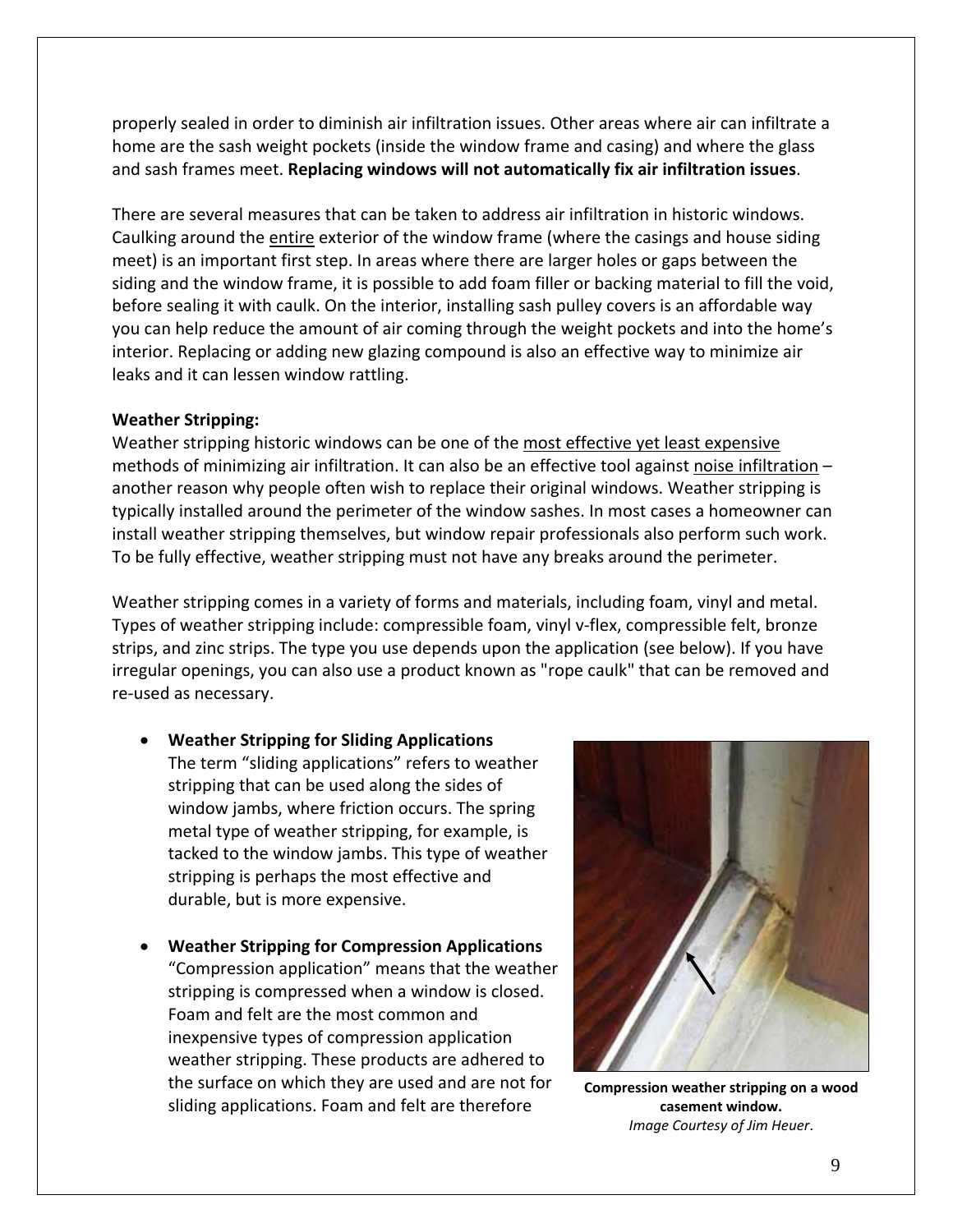properly sealed in order to diminish air infiltration issues. Other areas where air can infiltrate a home are the sash weight pockets (inside the window frame and casing) and where the glass and sash frames meet. **Replacing windows will not automatically fix air infiltration issues**.

There are several measures that can be taken to address air infiltration in historic windows. Caulking around the entire exterior of the window frame (where the casings and house siding meet) is an important first step. In areas where there are larger holes or gaps between the siding and the window frame, it is possible to add foam filler or backing material to fill the void, before sealing it with caulk. On the interior, installing sash pulley covers is an affordable way you can help reduce the amount of air coming through the weight pockets and into the home's interior. Replacing or adding new glazing compound is also an effective way to minimize air leaks and it can lessen window rattling.

**Weather Stripping:**

Weather stripping historic windows can be one of the most effective yet least expensive methods of minimizing air infiltration. It can also be an effective tool against noise infiltration – another reason why people often wish to replace their original windows. Weather stripping is typically installed around the perimeter of the window sashes. In most cases a homeowner can install weather stripping themselves, but window repair professionals also perform such work. To be fully effective, weather stripping must not have any breaks around the perimeter.

Weather stripping comes in a variety of forms and materials, including foam, vinyl and metal. Types of weather stripping include: compressible foam, vinyl v-flex, compressible felt, bronze strips, and zinc strips. The type you use depends upon the application (see below). If you have irregular openings, you can also use a product known as "rope caulk" that can be removed and re-used as necessary.

- **Weather Stripping for Sliding Applications**
  The term "sliding applications" refers to weather stripping that can be used along the sides of window jambs, where friction occurs. The spring metal type of weather stripping, for example, is tacked to the window jambs. This type of weather stripping is perhaps the most effective and durable, but is more expensive.

- **Weather Stripping for Compression Applications**
  "Compression application" means that the weather stripping is compressed when a window is closed. Foam and felt are the most common and inexpensive types of compression application weather stripping. These products are adhered to the surface on which they are used and are not for sliding applications. Foam and felt are therefore

**Compression weather stripping on a wood casement window.**
*Image Courtesy of Jim Heuer.*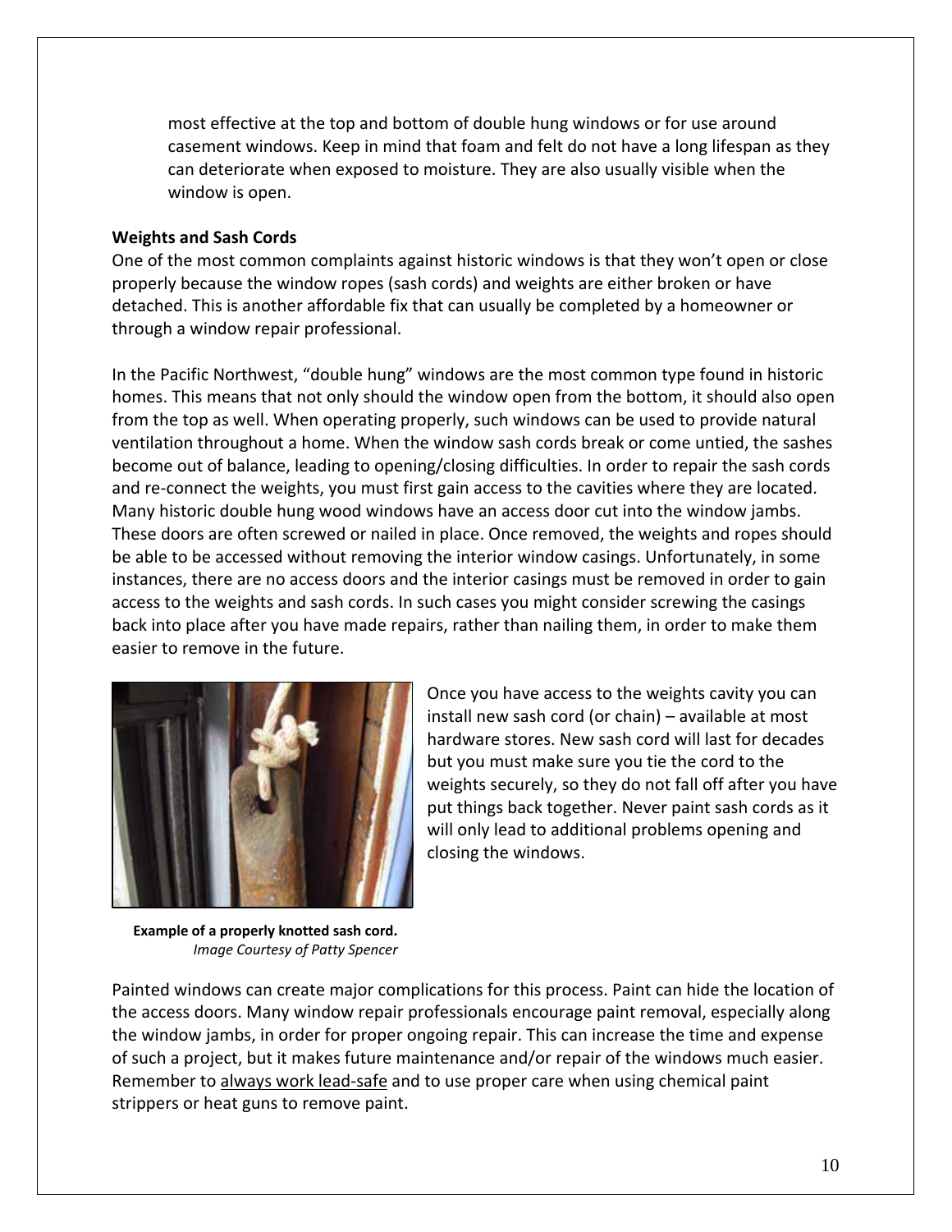most effective at the top and bottom of double hung windows or for use around casement windows. Keep in mind that foam and felt do not have a long lifespan as they can deteriorate when exposed to moisture. They are also usually visible when the window is open.

**Weights and Sash Cords**

One of the most common complaints against historic windows is that they won't open or close properly because the window ropes (sash cords) and weights are either broken or have detached. This is another affordable fix that can usually be completed by a homeowner or through a window repair professional.

In the Pacific Northwest, "double hung" windows are the most common type found in historic homes. This means that not only should the window open from the bottom, it should also open from the top as well. When operating properly, such windows can be used to provide natural ventilation throughout a home. When the window sash cords break or come untied, the sashes become out of balance, leading to opening/closing difficulties. In order to repair the sash cords and re-connect the weights, you must first gain access to the cavities where they are located. Many historic double hung wood windows have an access door cut into the window jambs. These doors are often screwed or nailed in place. Once removed, the weights and ropes should be able to be accessed without removing the interior window casings. Unfortunately, in some instances, there are no access doors and the interior casings must be removed in order to gain access to the weights and sash cords. In such cases you might consider screwing the casings back into place after you have made repairs, rather than nailing them, in order to make them easier to remove in the future.

Once you have access to the weights cavity you can install new sash cord (or chain) – available at most hardware stores. New sash cord will last for decades but you must make sure you tie the cord to the weights securely, so they do not fall off after you have put things back together. Never paint sash cords as it will only lead to additional problems opening and closing the windows.

**Example of a properly knotted sash cord.**
*Image Courtesy of Patty Spencer*

Painted windows can create major complications for this process. Paint can hide the location of the access doors. Many window repair professionals encourage paint removal, especially along the window jambs, in order for proper ongoing repair. This can increase the time and expense of such a project, but it makes future maintenance and/or repair of the windows much easier. Remember to always work lead-safe and to use proper care when using chemical paint strippers or heat guns to remove paint.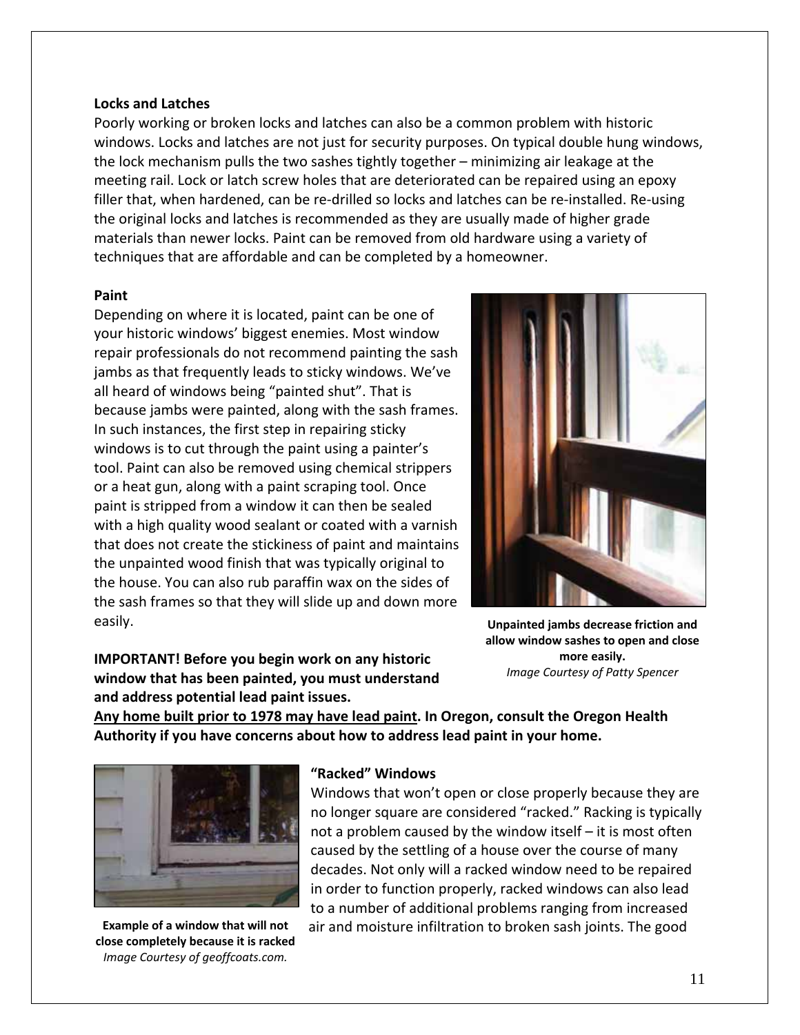**Locks and Latches**

Poorly working or broken locks and latches can also be a common problem with historic windows. Locks and latches are not just for security purposes. On typical double hung windows, the lock mechanism pulls the two sashes tightly together – minimizing air leakage at the meeting rail. Lock or latch screw holes that are deteriorated can be repaired using an epoxy filler that, when hardened, can be re-drilled so locks and latches can be re-installed. Re-using the original locks and latches is recommended as they are usually made of higher grade materials than newer locks. Paint can be removed from old hardware using a variety of techniques that are affordable and can be completed by a homeowner.

**Paint**

Depending on where it is located, paint can be one of your historic windows' biggest enemies. Most window repair professionals do not recommend painting the sash jambs as that frequently leads to sticky windows. We've all heard of windows being "painted shut". That is because jambs were painted, along with the sash frames. In such instances, the first step in repairing sticky windows is to cut through the paint using a painter's tool. Paint can also be removed using chemical strippers or a heat gun, along with a paint scraping tool. Once paint is stripped from a window it can then be sealed with a high quality wood sealant or coated with a varnish that does not create the stickiness of paint and maintains the unpainted wood finish that was typically original to the house. You can also rub paraffin wax on the sides of the sash frames so that they will slide up and down more easily.

**Unpainted jambs decrease friction and allow window sashes to open and close more easily.**
*Image Courtesy of Patty Spencer*

**IMPORTANT! Before you begin work on any historic window that has been painted, you must understand and address potential lead paint issues.**
**<u>Any home built prior to 1978 may have lead paint</u>. In Oregon, consult the Oregon Health Authority if you have concerns about how to address lead paint in your home.**

**Example of a window that will not close completely because it is racked**
*Image Courtesy of geoffcoats.com.*

**"Racked" Windows**

Windows that won't open or close properly because they are no longer square are considered "racked." Racking is typically not a problem caused by the window itself – it is most often caused by the settling of a house over the course of many decades. Not only will a racked window need to be repaired in order to function properly, racked windows can also lead to a number of additional problems ranging from increased air and moisture infiltration to broken sash joints. The good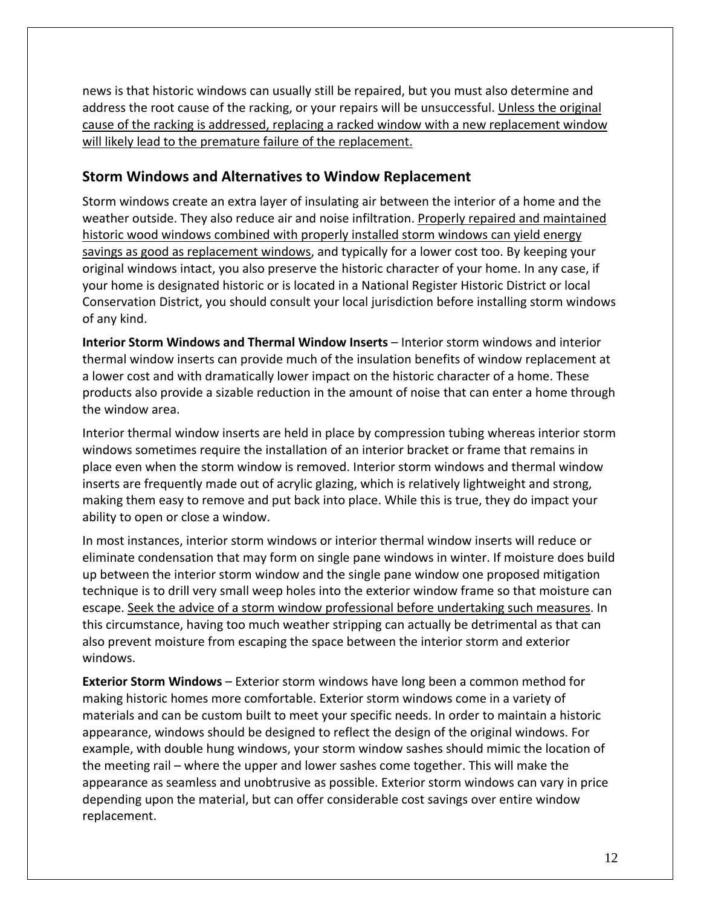news is that historic windows can usually still be repaired, but you must also determine and address the root cause of the racking, or your repairs will be unsuccessful. <u>Unless the original cause of the racking is addressed, replacing a racked window with a new replacement window will likely lead to the premature failure of the replacement.</u>

## Storm Windows and Alternatives to Window Replacement

Storm windows create an extra layer of insulating air between the interior of a home and the weather outside. They also reduce air and noise infiltration. <u>Properly repaired and maintained historic wood windows combined with properly installed storm windows can yield energy savings as good as replacement windows</u>, and typically for a lower cost too. By keeping your original windows intact, you also preserve the historic character of your home. In any case, if your home is designated historic or is located in a National Register Historic District or local Conservation District, you should consult your local jurisdiction before installing storm windows of any kind.

**Interior Storm Windows and Thermal Window Inserts** – Interior storm windows and interior thermal window inserts can provide much of the insulation benefits of window replacement at a lower cost and with dramatically lower impact on the historic character of a home. These products also provide a sizable reduction in the amount of noise that can enter a home through the window area.

Interior thermal window inserts are held in place by compression tubing whereas interior storm windows sometimes require the installation of an interior bracket or frame that remains in place even when the storm window is removed. Interior storm windows and thermal window inserts are frequently made out of acrylic glazing, which is relatively lightweight and strong, making them easy to remove and put back into place. While this is true, they do impact your ability to open or close a window.

In most instances, interior storm windows or interior thermal window inserts will reduce or eliminate condensation that may form on single pane windows in winter. If moisture does build up between the interior storm window and the single pane window one proposed mitigation technique is to drill very small weep holes into the exterior window frame so that moisture can escape. <u>Seek the advice of a storm window professional before undertaking such measures</u>. In this circumstance, having too much weather stripping can actually be detrimental as that can also prevent moisture from escaping the space between the interior storm and exterior windows.

**Exterior Storm Windows** – Exterior storm windows have long been a common method for making historic homes more comfortable. Exterior storm windows come in a variety of materials and can be custom built to meet your specific needs. In order to maintain a historic appearance, windows should be designed to reflect the design of the original windows. For example, with double hung windows, your storm window sashes should mimic the location of the meeting rail – where the upper and lower sashes come together. This will make the appearance as seamless and unobtrusive as possible. Exterior storm windows can vary in price depending upon the material, but can offer considerable cost savings over entire window replacement.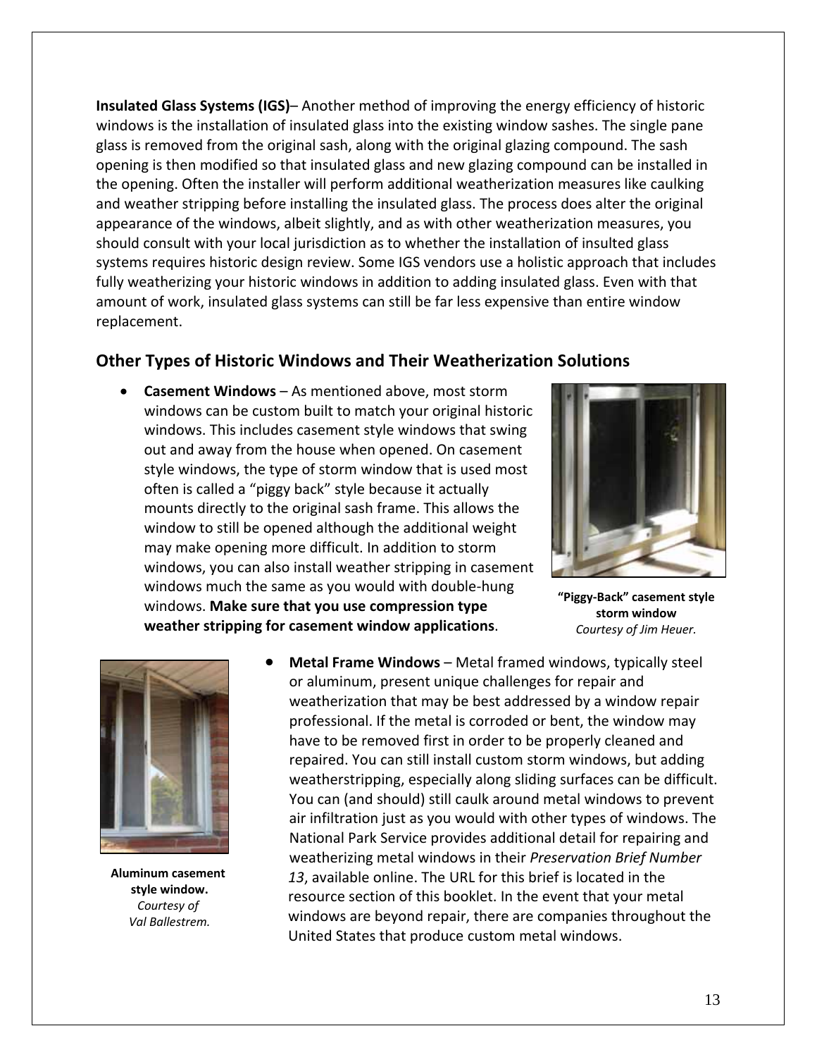**Insulated Glass Systems (IGS)**– Another method of improving the energy efficiency of historic windows is the installation of insulated glass into the existing window sashes. The single pane glass is removed from the original sash, along with the original glazing compound. The sash opening is then modified so that insulated glass and new glazing compound can be installed in the opening. Often the installer will perform additional weatherization measures like caulking and weather stripping before installing the insulated glass. The process does alter the original appearance of the windows, albeit slightly, and as with other weatherization measures, you should consult with your local jurisdiction as to whether the installation of insulted glass systems requires historic design review. Some IGS vendors use a holistic approach that includes fully weatherizing your historic windows in addition to adding insulated glass. Even with that amount of work, insulated glass systems can still be far less expensive than entire window replacement.

## Other Types of Historic Windows and Their Weatherization Solutions

- **Casement Windows** – As mentioned above, most storm windows can be custom built to match your original historic windows. This includes casement style windows that swing out and away from the house when opened. On casement style windows, the type of storm window that is used most often is called a "piggy back" style because it actually mounts directly to the original sash frame. This allows the window to still be opened although the additional weight may make opening more difficult. In addition to storm windows, you can also install weather stripping in casement windows much the same as you would with double-hung windows. **Make sure that you use compression type weather stripping for casement window applications**.

**"Piggy-Back" casement style storm window**
*Courtesy of Jim Heuer.*

- **Metal Frame Windows** – Metal framed windows, typically steel or aluminum, present unique challenges for repair and weatherization that may be best addressed by a window repair professional. If the metal is corroded or bent, the window may have to be removed first in order to be properly cleaned and repaired. You can still install custom storm windows, but adding weatherstripping, especially along sliding surfaces can be difficult. You can (and should) still caulk around metal windows to prevent air infiltration just as you would with other types of windows. The National Park Service provides additional detail for repairing and weatherizing metal windows in their *Preservation Brief Number 13*, available online. The URL for this brief is located in the resource section of this booklet. In the event that your metal windows are beyond repair, there are companies throughout the United States that produce custom metal windows.

**Aluminum casement style window.**
*Courtesy of Val Ballestrem.*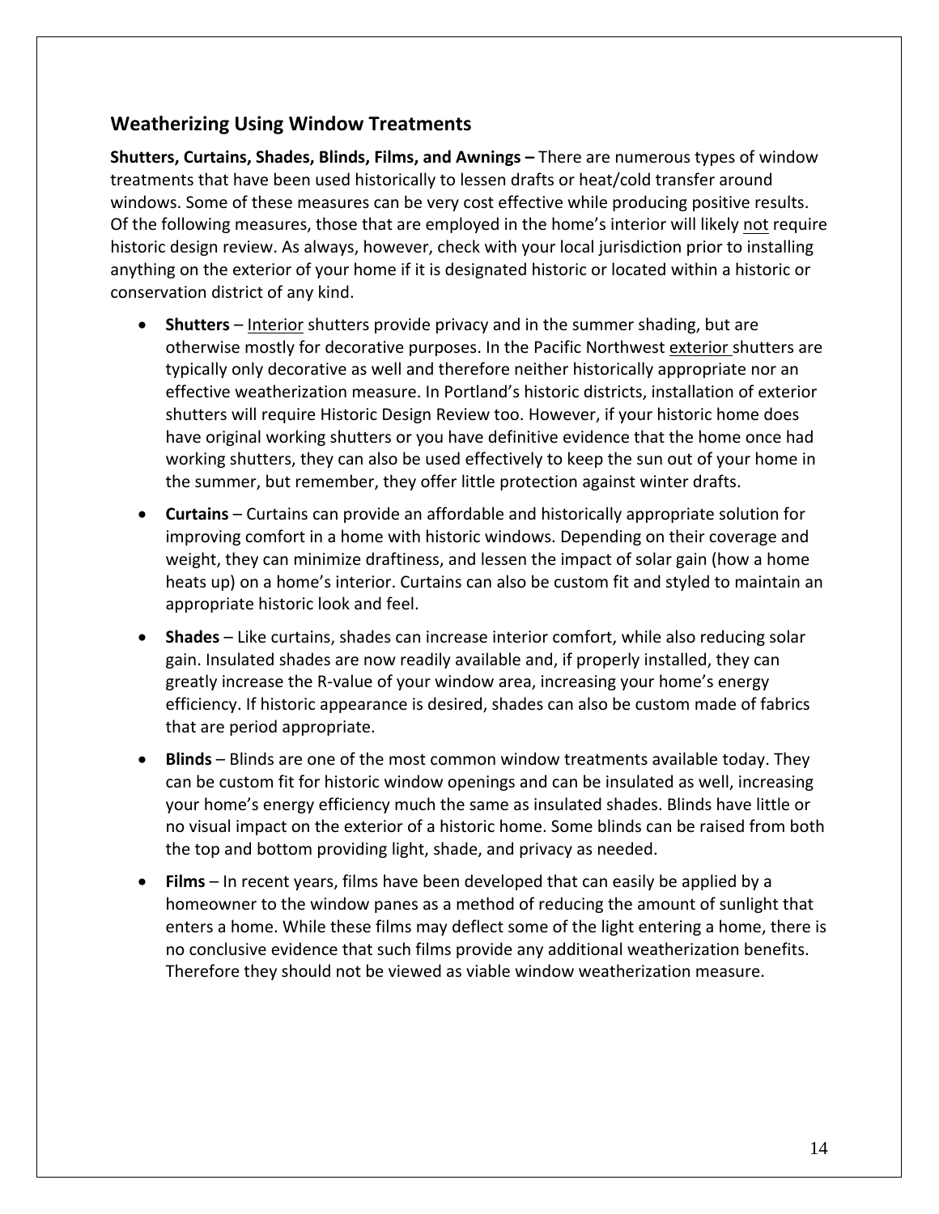## Weatherizing Using Window Treatments

**Shutters, Curtains, Shades, Blinds, Films, and Awnings –** There are numerous types of window treatments that have been used historically to lessen drafts or heat/cold transfer around windows. Some of these measures can be very cost effective while producing positive results. Of the following measures, those that are employed in the home's interior will likely <u>not</u> require historic design review. As always, however, check with your local jurisdiction prior to installing anything on the exterior of your home if it is designated historic or located within a historic or conservation district of any kind.

- **Shutters** – <u>Interior</u> shutters provide privacy and in the summer shading, but are otherwise mostly for decorative purposes. In the Pacific Northwest <u>exterior</u> shutters are typically only decorative as well and therefore neither historically appropriate nor an effective weatherization measure. In Portland's historic districts, installation of exterior shutters will require Historic Design Review too. However, if your historic home does have original working shutters or you have definitive evidence that the home once had working shutters, they can also be used effectively to keep the sun out of your home in the summer, but remember, they offer little protection against winter drafts.
- **Curtains** – Curtains can provide an affordable and historically appropriate solution for improving comfort in a home with historic windows. Depending on their coverage and weight, they can minimize draftiness, and lessen the impact of solar gain (how a home heats up) on a home's interior. Curtains can also be custom fit and styled to maintain an appropriate historic look and feel.
- **Shades** – Like curtains, shades can increase interior comfort, while also reducing solar gain. Insulated shades are now readily available and, if properly installed, they can greatly increase the R-value of your window area, increasing your home's energy efficiency. If historic appearance is desired, shades can also be custom made of fabrics that are period appropriate.
- **Blinds** – Blinds are one of the most common window treatments available today. They can be custom fit for historic window openings and can be insulated as well, increasing your home's energy efficiency much the same as insulated shades. Blinds have little or no visual impact on the exterior of a historic home. Some blinds can be raised from both the top and bottom providing light, shade, and privacy as needed.
- **Films** – In recent years, films have been developed that can easily be applied by a homeowner to the window panes as a method of reducing the amount of sunlight that enters a home. While these films may deflect some of the light entering a home, there is no conclusive evidence that such films provide any additional weatherization benefits. Therefore they should not be viewed as viable window weatherization measure.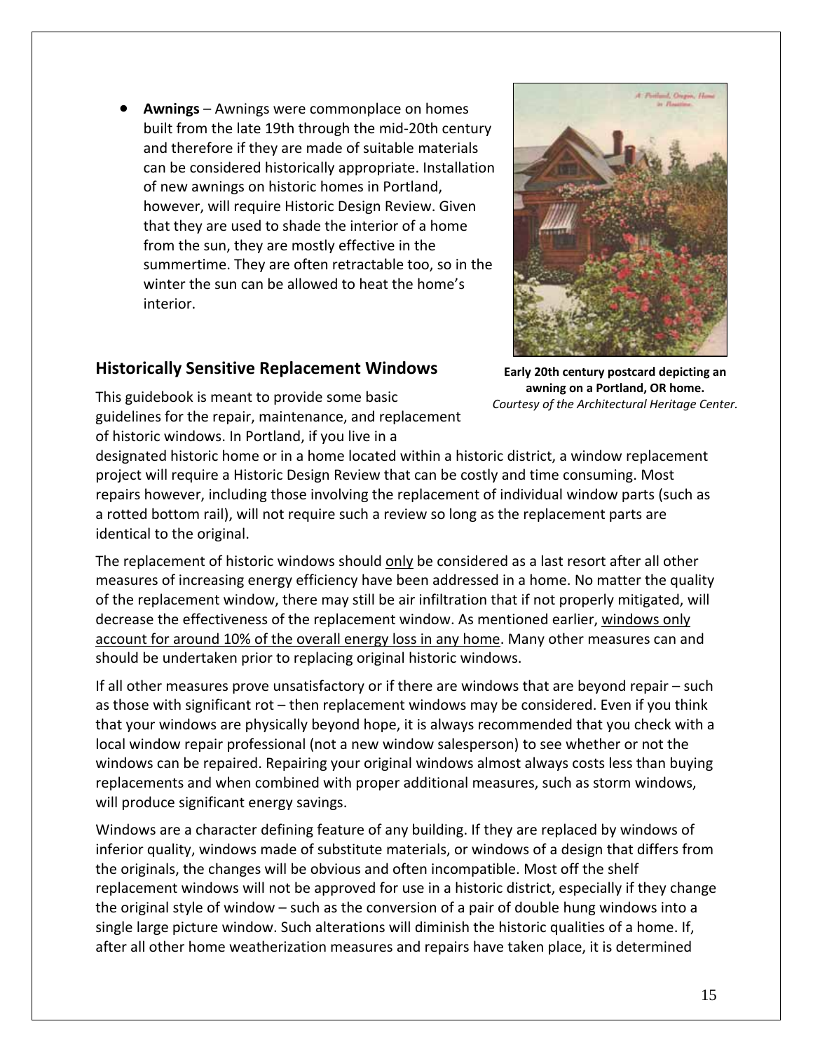- **Awnings** – Awnings were commonplace on homes built from the late 19th through the mid-20th century and therefore if they are made of suitable materials can be considered historically appropriate. Installation of new awnings on historic homes in Portland, however, will require Historic Design Review. Given that they are used to shade the interior of a home from the sun, they are mostly effective in the summertime. They are often retractable too, so in the winter the sun can be allowed to heat the home's interior.

**Early 20th century postcard depicting an awning on a Portland, OR home.**
*Courtesy of the Architectural Heritage Center.*

## Historically Sensitive Replacement Windows

This guidebook is meant to provide some basic guidelines for the repair, maintenance, and replacement of historic windows. In Portland, if you live in a designated historic home or in a home located within a historic district, a window replacement project will require a Historic Design Review that can be costly and time consuming. Most repairs however, including those involving the replacement of individual window parts (such as a rotted bottom rail), will not require such a review so long as the replacement parts are identical to the original.

The replacement of historic windows should <u>only</u> be considered as a last resort after all other measures of increasing energy efficiency have been addressed in a home. No matter the quality of the replacement window, there may still be air infiltration that if not properly mitigated, will decrease the effectiveness of the replacement window. As mentioned earlier, <u>windows only account for around 10% of the overall energy loss in any home</u>. Many other measures can and should be undertaken prior to replacing original historic windows.

If all other measures prove unsatisfactory or if there are windows that are beyond repair – such as those with significant rot – then replacement windows may be considered. Even if you think that your windows are physically beyond hope, it is always recommended that you check with a local window repair professional (not a new window salesperson) to see whether or not the windows can be repaired. Repairing your original windows almost always costs less than buying replacements and when combined with proper additional measures, such as storm windows, will produce significant energy savings.

Windows are a character defining feature of any building. If they are replaced by windows of inferior quality, windows made of substitute materials, or windows of a design that differs from the originals, the changes will be obvious and often incompatible. Most off the shelf replacement windows will not be approved for use in a historic district, especially if they change the original style of window – such as the conversion of a pair of double hung windows into a single large picture window. Such alterations will diminish the historic qualities of a home. If, after all other home weatherization measures and repairs have taken place, it is determined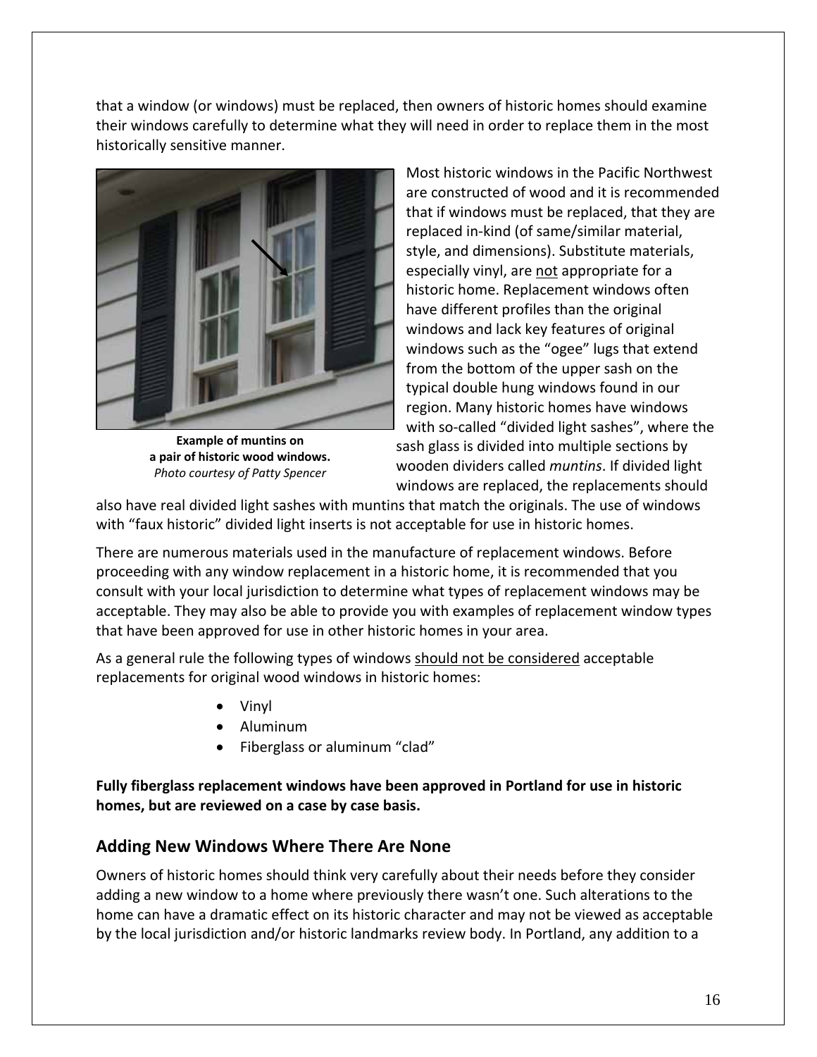that a window (or windows) must be replaced, then owners of historic homes should examine their windows carefully to determine what they will need in order to replace them in the most historically sensitive manner.

**Example of muntins on a pair of historic wood windows.**
*Photo courtesy of Patty Spencer*

Most historic windows in the Pacific Northwest are constructed of wood and it is recommended that if windows must be replaced, that they are replaced in-kind (of same/similar material, style, and dimensions). Substitute materials, especially vinyl, are <u>not</u> appropriate for a historic home. Replacement windows often have different profiles than the original windows and lack key features of original windows such as the "ogee" lugs that extend from the bottom of the upper sash on the typical double hung windows found in our region. Many historic homes have windows with so-called "divided light sashes", where the sash glass is divided into multiple sections by wooden dividers called *muntins*. If divided light windows are replaced, the replacements should also have real divided light sashes with muntins that match the originals. The use of windows with "faux historic" divided light inserts is not acceptable for use in historic homes.

There are numerous materials used in the manufacture of replacement windows. Before proceeding with any window replacement in a historic home, it is recommended that you consult with your local jurisdiction to determine what types of replacement windows may be acceptable. They may also be able to provide you with examples of replacement window types that have been approved for use in other historic homes in your area.

As a general rule the following types of windows <u>should not be considered</u> acceptable replacements for original wood windows in historic homes:

- Vinyl
- Aluminum
- Fiberglass or aluminum "clad"

**Fully fiberglass replacement windows have been approved in Portland for use in historic homes, but are reviewed on a case by case basis.**

## Adding New Windows Where There Are None

Owners of historic homes should think very carefully about their needs before they consider adding a new window to a home where previously there wasn't one. Such alterations to the home can have a dramatic effect on its historic character and may not be viewed as acceptable by the local jurisdiction and/or historic landmarks review body. In Portland, any addition to a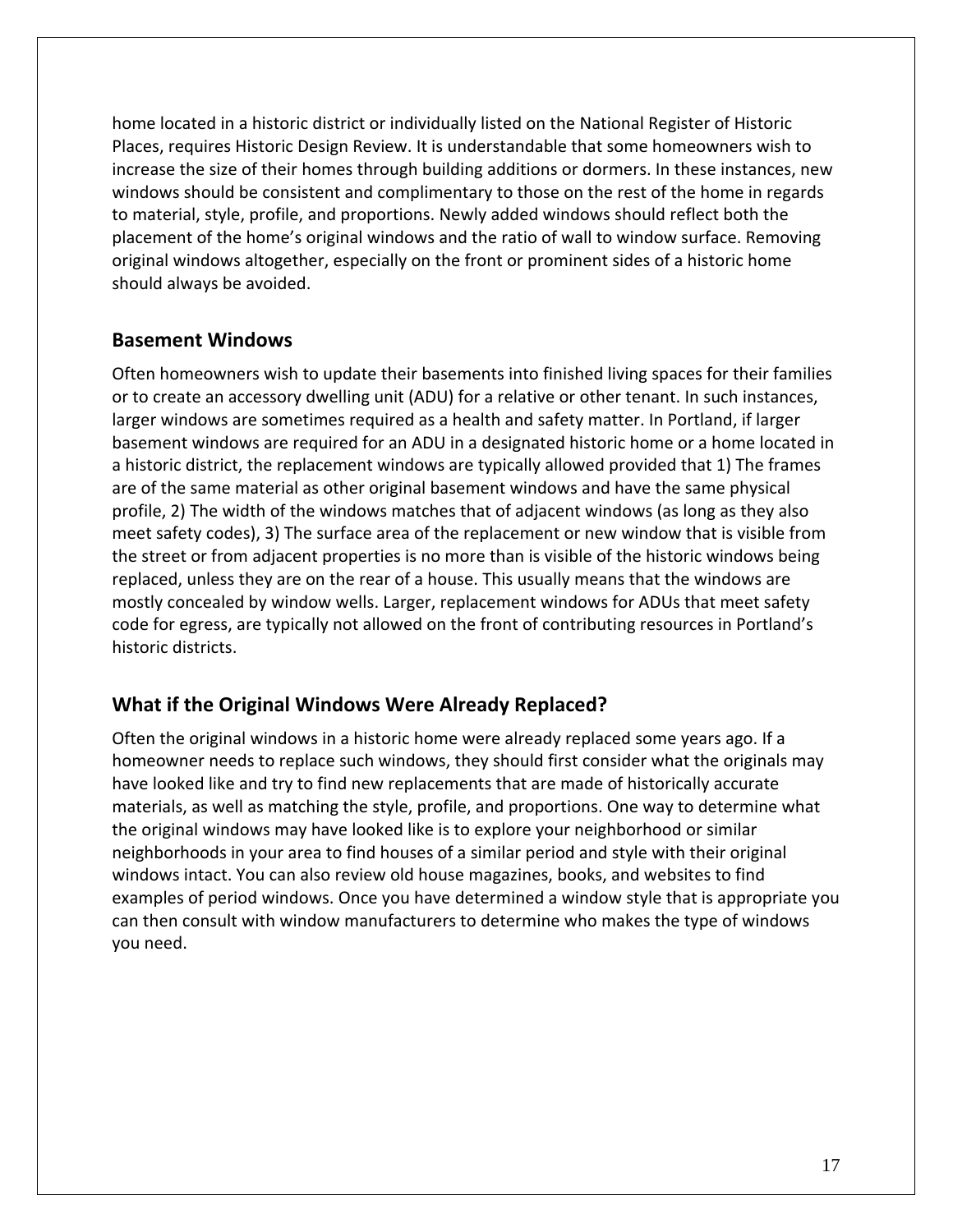home located in a historic district or individually listed on the National Register of Historic Places, requires Historic Design Review. It is understandable that some homeowners wish to increase the size of their homes through building additions or dormers. In these instances, new windows should be consistent and complimentary to those on the rest of the home in regards to material, style, profile, and proportions. Newly added windows should reflect both the placement of the home's original windows and the ratio of wall to window surface. Removing original windows altogether, especially on the front or prominent sides of a historic home should always be avoided.

## Basement Windows

Often homeowners wish to update their basements into finished living spaces for their families or to create an accessory dwelling unit (ADU) for a relative or other tenant. In such instances, larger windows are sometimes required as a health and safety matter. In Portland, if larger basement windows are required for an ADU in a designated historic home or a home located in a historic district, the replacement windows are typically allowed provided that 1) The frames are of the same material as other original basement windows and have the same physical profile, 2) The width of the windows matches that of adjacent windows (as long as they also meet safety codes), 3) The surface area of the replacement or new window that is visible from the street or from adjacent properties is no more than is visible of the historic windows being replaced, unless they are on the rear of a house. This usually means that the windows are mostly concealed by window wells. Larger, replacement windows for ADUs that meet safety code for egress, are typically not allowed on the front of contributing resources in Portland's historic districts.

## What if the Original Windows Were Already Replaced?

Often the original windows in a historic home were already replaced some years ago. If a homeowner needs to replace such windows, they should first consider what the originals may have looked like and try to find new replacements that are made of historically accurate materials, as well as matching the style, profile, and proportions. One way to determine what the original windows may have looked like is to explore your neighborhood or similar neighborhoods in your area to find houses of a similar period and style with their original windows intact. You can also review old house magazines, books, and websites to find examples of period windows. Once you have determined a window style that is appropriate you can then consult with window manufacturers to determine who makes the type of windows you need.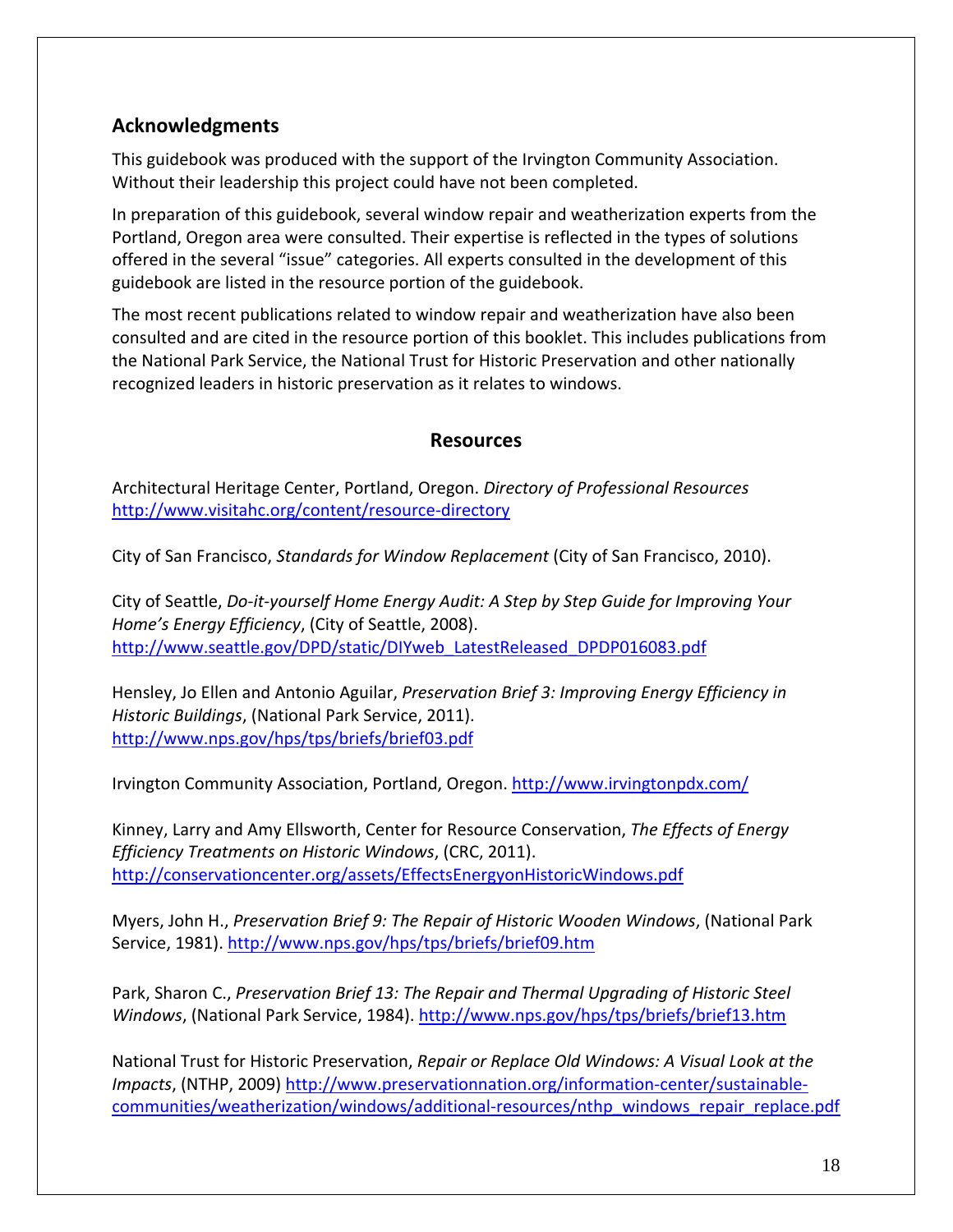## Acknowledgments

This guidebook was produced with the support of the Irvington Community Association. Without their leadership this project could have not been completed.

In preparation of this guidebook, several window repair and weatherization experts from the Portland, Oregon area were consulted. Their expertise is reflected in the types of solutions offered in the several "issue" categories. All experts consulted in the development of this guidebook are listed in the resource portion of the guidebook.

The most recent publications related to window repair and weatherization have also been consulted and are cited in the resource portion of this booklet. This includes publications from the National Park Service, the National Trust for Historic Preservation and other nationally recognized leaders in historic preservation as it relates to windows.

## Resources

Architectural Heritage Center, Portland, Oregon. *Directory of Professional Resources* http://www.visitahc.org/content/resource-directory

City of San Francisco, *Standards for Window Replacement* (City of San Francisco, 2010).

City of Seattle, *Do-it-yourself Home Energy Audit: A Step by Step Guide for Improving Your Home's Energy Efficiency*, (City of Seattle, 2008). http://www.seattle.gov/DPD/static/DIYweb_LatestReleased_DPDP016083.pdf

Hensley, Jo Ellen and Antonio Aguilar, *Preservation Brief 3: Improving Energy Efficiency in Historic Buildings*, (National Park Service, 2011). http://www.nps.gov/hps/tps/briefs/brief03.pdf

Irvington Community Association, Portland, Oregon. http://www.irvingtonpdx.com/

Kinney, Larry and Amy Ellsworth, Center for Resource Conservation, *The Effects of Energy Efficiency Treatments on Historic Windows*, (CRC, 2011). http://conservationcenter.org/assets/EffectsEnergyonHistoricWindows.pdf

Myers, John H., *Preservation Brief 9: The Repair of Historic Wooden Windows*, (National Park Service, 1981). http://www.nps.gov/hps/tps/briefs/brief09.htm

Park, Sharon C., *Preservation Brief 13: The Repair and Thermal Upgrading of Historic Steel Windows*, (National Park Service, 1984). http://www.nps.gov/hps/tps/briefs/brief13.htm

National Trust for Historic Preservation, *Repair or Replace Old Windows: A Visual Look at the Impacts*, (NTHP, 2009) http://www.preservationnation.org/information-center/sustainable-communities/weatherization/windows/additional-resources/nthp_windows_repair_replace.pdf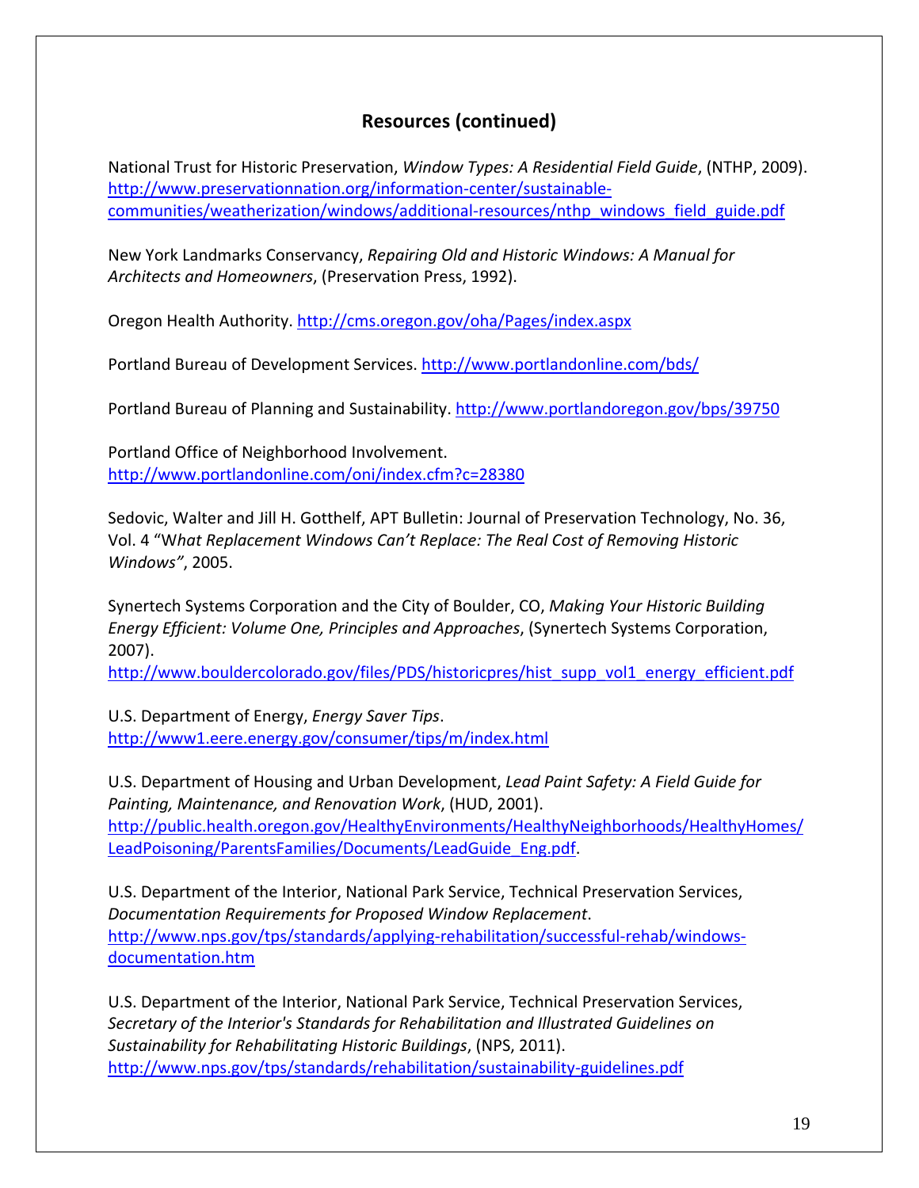## Resources (continued)

National Trust for Historic Preservation, *Window Types: A Residential Field Guide*, (NTHP, 2009). http://www.preservationnation.org/information-center/sustainable-communities/weatherization/windows/additional-resources/nthp_windows_field_guide.pdf

New York Landmarks Conservancy, *Repairing Old and Historic Windows: A Manual for Architects and Homeowners*, (Preservation Press, 1992).

Oregon Health Authority. http://cms.oregon.gov/oha/Pages/index.aspx

Portland Bureau of Development Services. http://www.portlandonline.com/bds/

Portland Bureau of Planning and Sustainability. http://www.portlandoregon.gov/bps/39750

Portland Office of Neighborhood Involvement. http://www.portlandonline.com/oni/index.cfm?c=28380

Sedovic, Walter and Jill H. Gotthelf, APT Bulletin: Journal of Preservation Technology, No. 36, Vol. 4 "W*hat Replacement Windows Can't Replace: The Real Cost of Removing Historic Windows"*, 2005.

Synertech Systems Corporation and the City of Boulder, CO, *Making Your Historic Building Energy Efficient: Volume One, Principles and Approaches*, (Synertech Systems Corporation, 2007).
http://www.bouldercolorado.gov/files/PDS/historicpres/hist_supp_vol1_energy_efficient.pdf

U.S. Department of Energy, *Energy Saver Tips*.
http://www1.eere.energy.gov/consumer/tips/m/index.html

U.S. Department of Housing and Urban Development, *Lead Paint Safety: A Field Guide for Painting, Maintenance, and Renovation Work*, (HUD, 2001).
http://public.health.oregon.gov/HealthyEnvironments/HealthyNeighborhoods/HealthyHomes/LeadPoisoning/ParentsFamilies/Documents/LeadGuide_Eng.pdf.

U.S. Department of the Interior, National Park Service, Technical Preservation Services, *Documentation Requirements for Proposed Window Replacement*.
http://www.nps.gov/tps/standards/applying-rehabilitation/successful-rehab/windows-documentation.htm

U.S. Department of the Interior, National Park Service, Technical Preservation Services, *Secretary of the Interior's Standards for Rehabilitation and Illustrated Guidelines on Sustainability for Rehabilitating Historic Buildings*, (NPS, 2011).
http://www.nps.gov/tps/standards/rehabilitation/sustainability-guidelines.pdf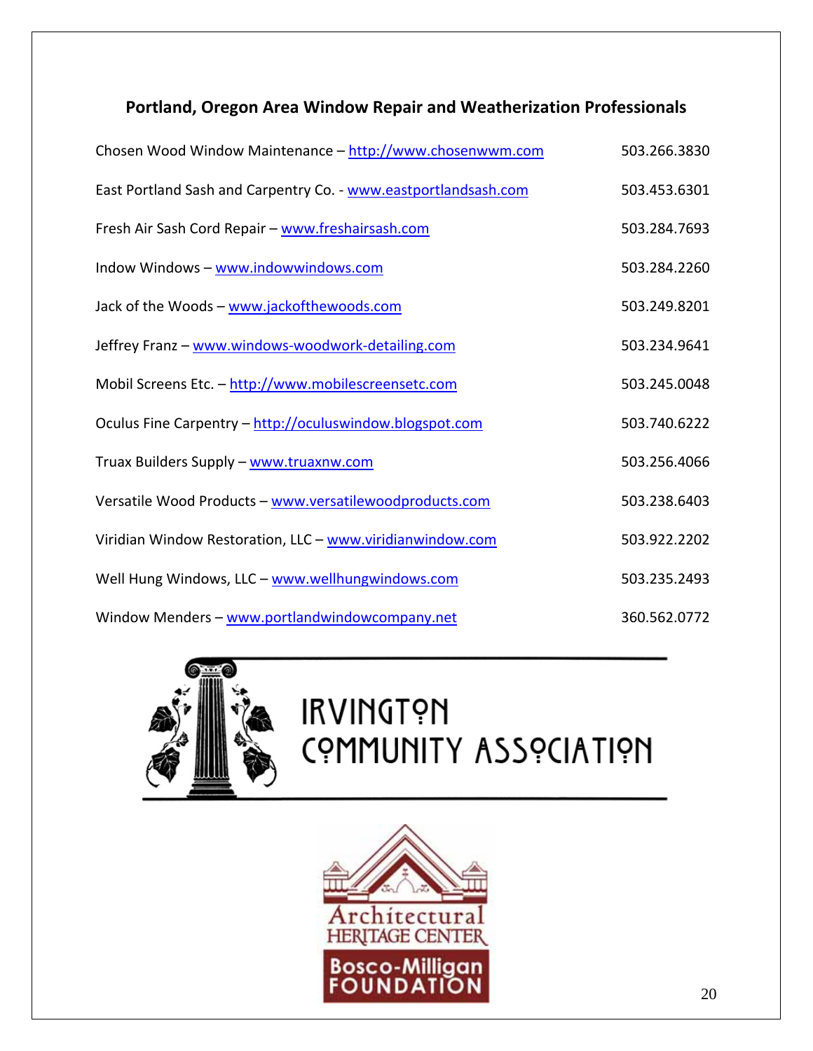## Portland, Oregon Area Window Repair and Weatherization Professionals

| | |
|---|---|
| Chosen Wood Window Maintenance – http://www.chosenwwm.com | 503.266.3830 |
| East Portland Sash and Carpentry Co. - www.eastportlandsash.com | 503.453.6301 |
| Fresh Air Sash Cord Repair – www.freshairsash.com | 503.284.7693 |
| Indow Windows – www.indowwindows.com | 503.284.2260 |
| Jack of the Woods – www.jackofthewoods.com | 503.249.8201 |
| Jeffrey Franz – www.windows-woodwork-detailing.com | 503.234.9641 |
| Mobil Screens Etc. – http://www.mobilescreensetc.com | 503.245.0048 |
| Oculus Fine Carpentry – http://oculuswindow.blogspot.com | 503.740.6222 |
| Truax Builders Supply – www.truaxnw.com | 503.256.4066 |
| Versatile Wood Products – www.versatilewoodproducts.com | 503.238.6403 |
| Viridian Window Restoration, LLC – www.viridianwindow.com | 503.922.2202 |
| Well Hung Windows, LLC – www.wellhungwindows.com | 503.235.2493 |
| Window Menders – www.portlandwindowcompany.net | 360.562.0772 |

IRVINGTON COMMUNITY ASSOCIATION

Architectural Heritage Center
Bosco-Milligan Foundation